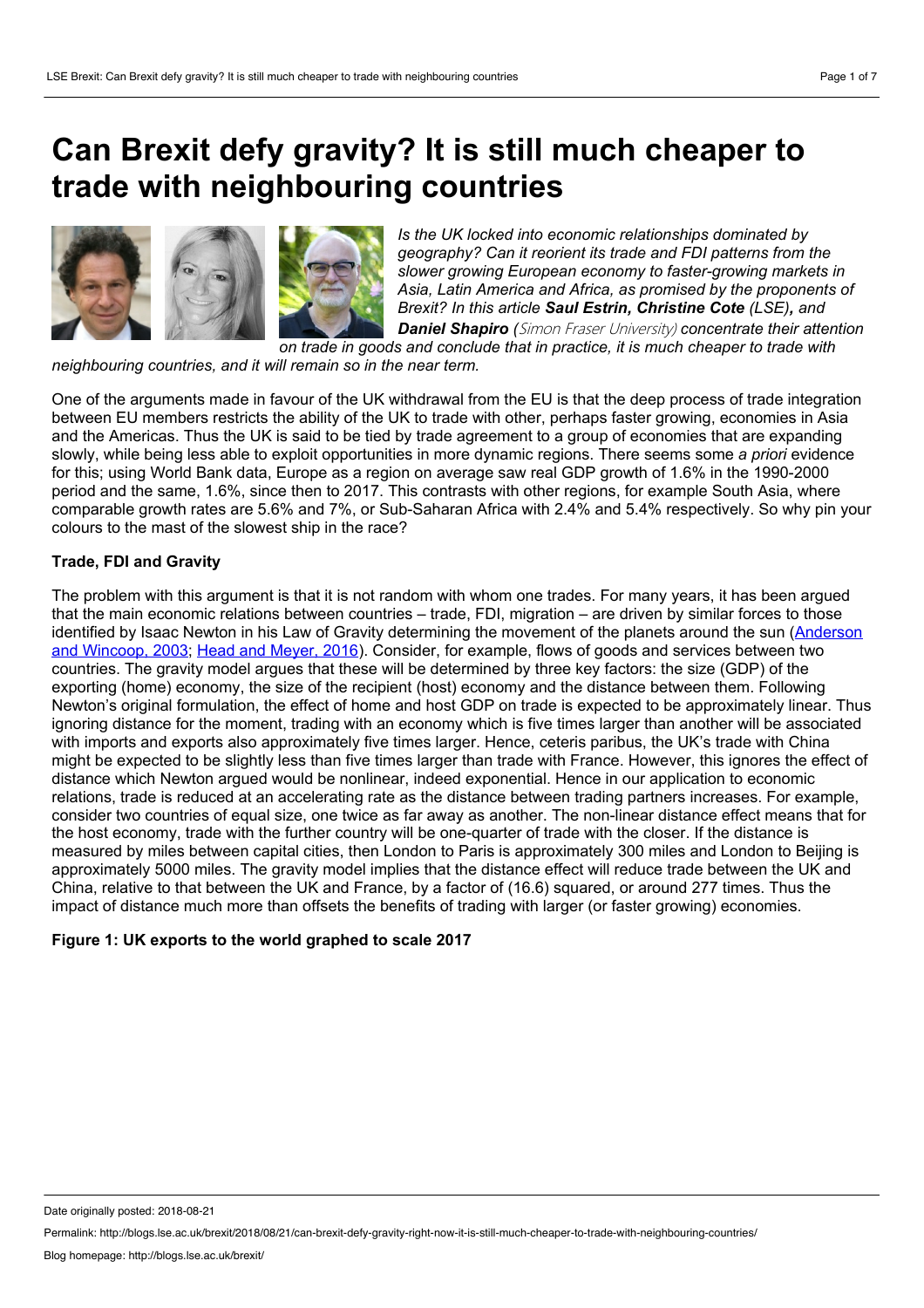# Can Brexit defy gravity? It is still much cheaper to trade with neighbouring countries

*Is the UK locked into economic relationships dominated by geography? Can it reorient its trade and FDI patterns from the slower growing European economy to faster-growing markets in Asia, Latin America and Africa, as promised by the proponents of Brexit? In this article* ***Saul Estrin, Christine Cote*** *(LSE)****,*** *and* ***Daniel Shapiro*** *(Simon Fraser University) concentrate their attention on trade in goods and conclude that in practice, it is much cheaper to trade with neighbouring countries, and it will remain so in the near term.*

One of the arguments made in favour of the UK withdrawal from the EU is that the deep process of trade integration between EU members restricts the ability of the UK to trade with other, perhaps faster growing, economies in Asia and the Americas. Thus the UK is said to be tied by trade agreement to a group of economies that are expanding slowly, while being less able to exploit opportunities in more dynamic regions. There seems some *a priori* evidence for this; using World Bank data, Europe as a region on average saw real GDP growth of 1.6% in the 1990-2000 period and the same, 1.6%, since then to 2017. This contrasts with other regions, for example South Asia, where comparable growth rates are 5.6% and 7%, or Sub-Saharan Africa with 2.4% and 5.4% respectively. So why pin your colours to the mast of the slowest ship in the race?

**Trade, FDI and Gravity**

The problem with this argument is that it is not random with whom one trades. For many years, it has been argued that the main economic relations between countries – trade, FDI, migration – are driven by similar forces to those identified by Isaac Newton in his Law of Gravity determining the movement of the planets around the sun (Anderson and Wincoop, 2003; Head and Meyer, 2016). Consider, for example, flows of goods and services between two countries. The gravity model argues that these will be determined by three key factors: the size (GDP) of the exporting (home) economy, the size of the recipient (host) economy and the distance between them. Following Newton's original formulation, the effect of home and host GDP on trade is expected to be approximately linear. Thus ignoring distance for the moment, trading with an economy which is five times larger than another will be associated with imports and exports also approximately five times larger. Hence, ceteris paribus, the UK's trade with China might be expected to be slightly less than five times larger than trade with France. However, this ignores the effect of distance which Newton argued would be nonlinear, indeed exponential. Hence in our application to economic relations, trade is reduced at an accelerating rate as the distance between trading partners increases. For example, consider two countries of equal size, one twice as far away as another. The non-linear distance effect means that for the host economy, trade with the further country will be one-quarter of trade with the closer. If the distance is measured by miles between capital cities, then London to Paris is approximately 300 miles and London to Beijing is approximately 5000 miles. The gravity model implies that the distance effect will reduce trade between the UK and China, relative to that between the UK and France, by a factor of (16.6) squared, or around 277 times. Thus the impact of distance much more than offsets the benefits of trading with larger (or faster growing) economies.

**Figure 1: UK exports to the world graphed to scale 2017**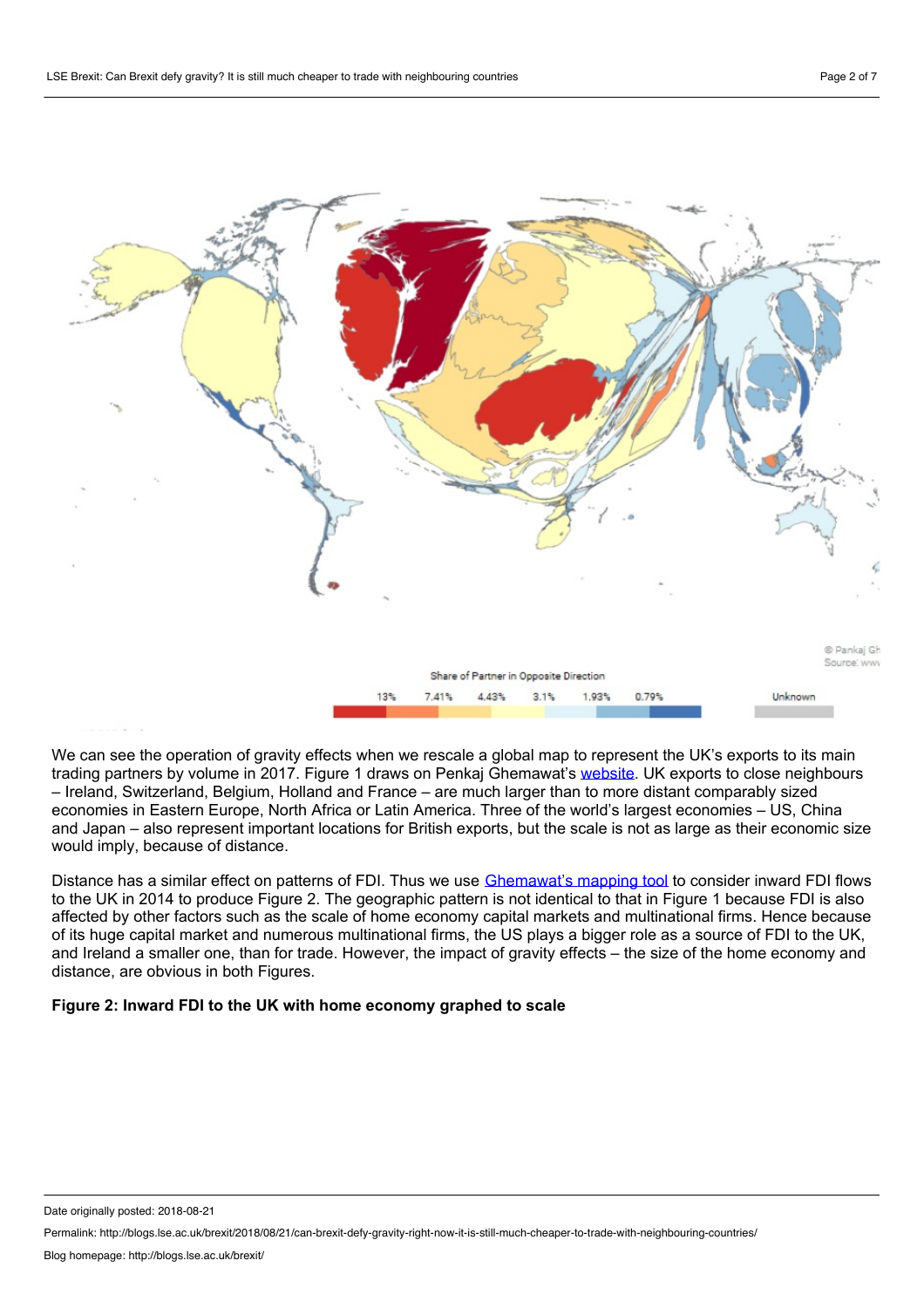We can see the operation of gravity effects when we rescale a global map to represent the UK's exports to its main trading partners by volume in 2017. Figure 1 draws on Penkaj Ghemawat's website. UK exports to close neighbours – Ireland, Switzerland, Belgium, Holland and France – are much larger than to more distant comparably sized economies in Eastern Europe, North Africa or Latin America. Three of the world's largest economies – US, China and Japan – also represent important locations for British exports, but the scale is not as large as their economic size would imply, because of distance.

Distance has a similar effect on patterns of FDI. Thus we use Ghemawat's mapping tool to consider inward FDI flows to the UK in 2014 to produce Figure 2. The geographic pattern is not identical to that in Figure 1 because FDI is also affected by other factors such as the scale of home economy capital markets and multinational firms. Hence because of its huge capital market and numerous multinational firms, the US plays a bigger role as a source of FDI to the UK, and Ireland a smaller one, than for trade. However, the impact of gravity effects – the size of the home economy and distance, are obvious in both Figures.

**Figure 2: Inward FDI to the UK with home economy graphed to scale**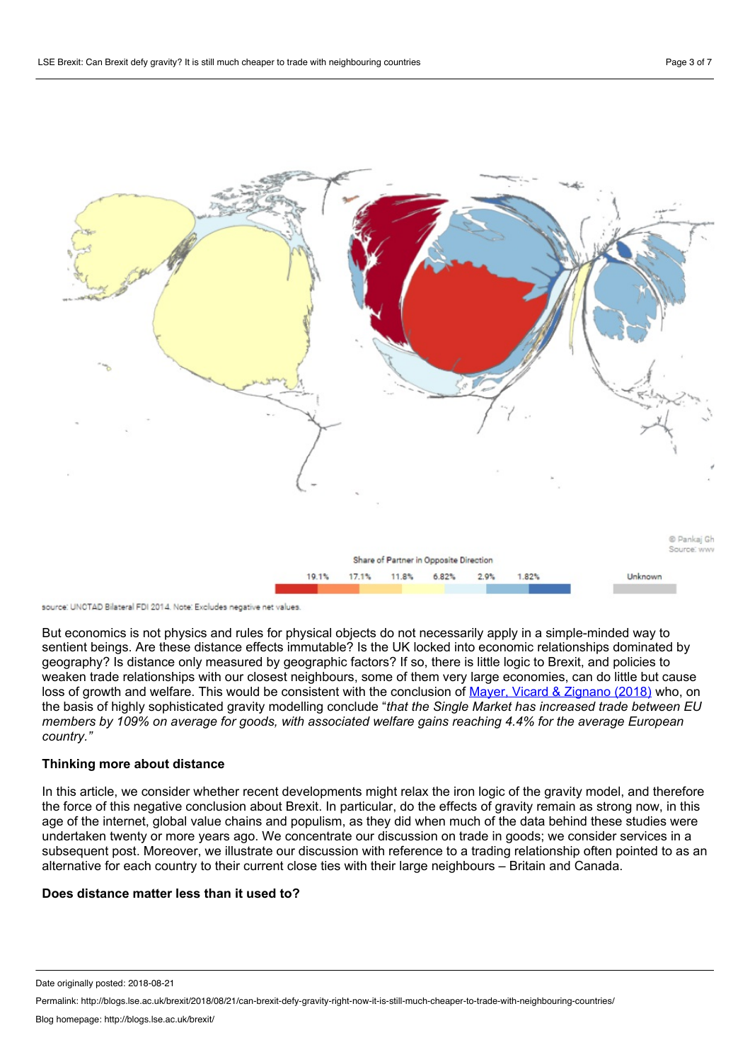Share of Partner in Opposite Direction

19.1% 17.1% 11.8% 6.82% 2.9% 1.82% Unknown

© Pankaj Gh
Source: www

source: UNCTAD Bilateral FDI 2014. Note: Excludes negative net values.

But economics is not physics and rules for physical objects do not necessarily apply in a simple-minded way to sentient beings. Are these distance effects immutable? Is the UK locked into economic relationships dominated by geography? Is distance only measured by geographic factors? If so, there is little logic to Brexit, and policies to weaken trade relationships with our closest neighbours, some of them very large economies, can do little but cause loss of growth and welfare. This would be consistent with the conclusion of [Mayer, Vicard & Zignano (2018)] who, on the basis of highly sophisticated gravity modelling conclude "*that the Single Market has increased trade between EU members by 109% on average for goods, with associated welfare gains reaching 4.4% for the average European country.*"

**Thinking more about distance**

In this article, we consider whether recent developments might relax the iron logic of the gravity model, and therefore the force of this negative conclusion about Brexit. In particular, do the effects of gravity remain as strong now, in this age of the internet, global value chains and populism, as they did when much of the data behind these studies were undertaken twenty or more years ago. We concentrate our discussion on trade in goods; we consider services in a subsequent post. Moreover, we illustrate our discussion with reference to a trading relationship often pointed to as an alternative for each country to their current close ties with their large neighbours – Britain and Canada.

**Does distance matter less than it used to?**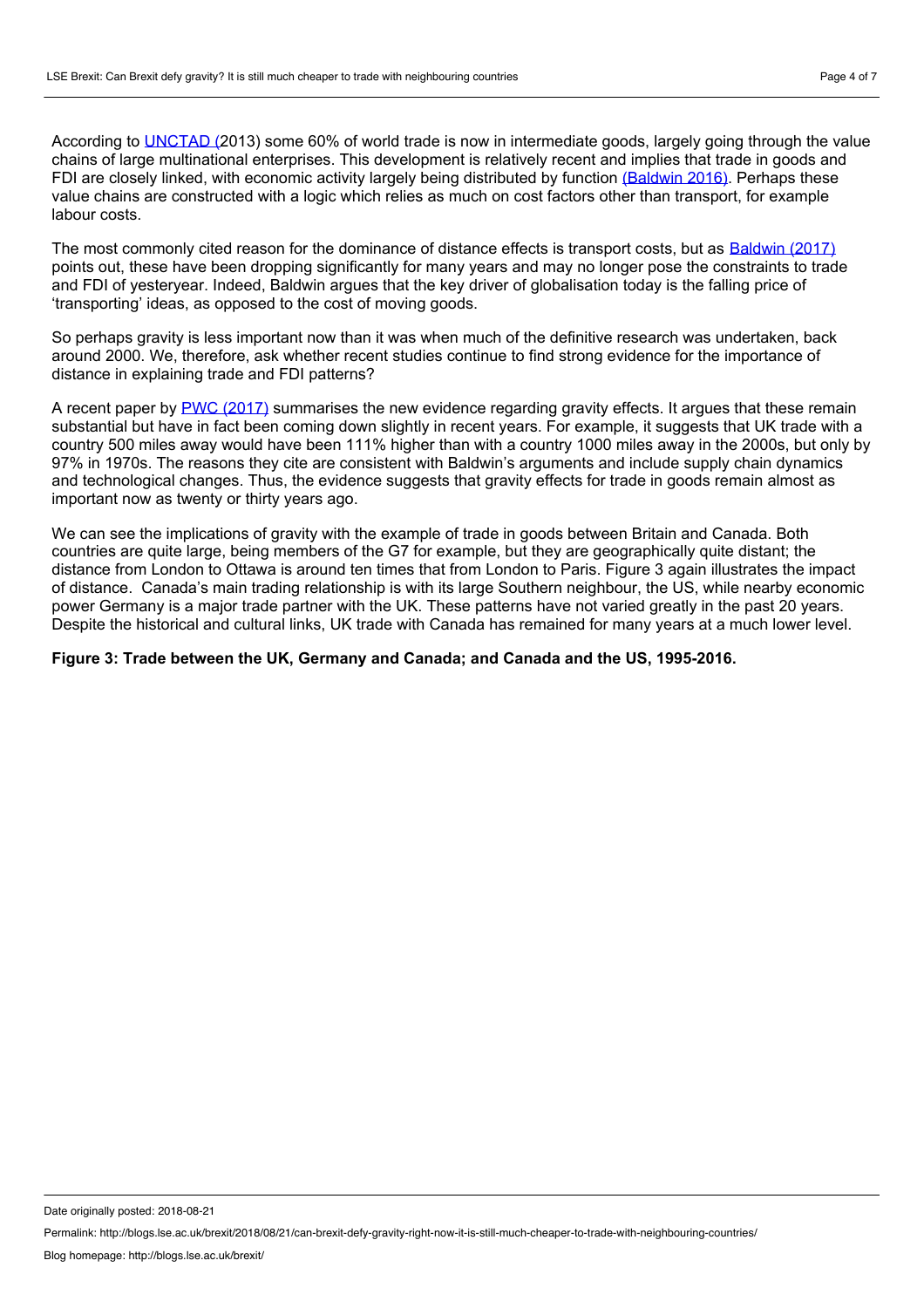According to UNCTAD (2013) some 60% of world trade is now in intermediate goods, largely going through the value chains of large multinational enterprises. This development is relatively recent and implies that trade in goods and FDI are closely linked, with economic activity largely being distributed by function (Baldwin 2016). Perhaps these value chains are constructed with a logic which relies as much on cost factors other than transport, for example labour costs.

The most commonly cited reason for the dominance of distance effects is transport costs, but as Baldwin (2017) points out, these have been dropping significantly for many years and may no longer pose the constraints to trade and FDI of yesteryear. Indeed, Baldwin argues that the key driver of globalisation today is the falling price of 'transporting' ideas, as opposed to the cost of moving goods.

So perhaps gravity is less important now than it was when much of the definitive research was undertaken, back around 2000. We, therefore, ask whether recent studies continue to find strong evidence for the importance of distance in explaining trade and FDI patterns?

A recent paper by PWC (2017) summarises the new evidence regarding gravity effects. It argues that these remain substantial but have in fact been coming down slightly in recent years. For example, it suggests that UK trade with a country 500 miles away would have been 111% higher than with a country 1000 miles away in the 2000s, but only by 97% in 1970s. The reasons they cite are consistent with Baldwin's arguments and include supply chain dynamics and technological changes. Thus, the evidence suggests that gravity effects for trade in goods remain almost as important now as twenty or thirty years ago.

We can see the implications of gravity with the example of trade in goods between Britain and Canada. Both countries are quite large, being members of the G7 for example, but they are geographically quite distant; the distance from London to Ottawa is around ten times that from London to Paris. Figure 3 again illustrates the impact of distance. Canada's main trading relationship is with its large Southern neighbour, the US, while nearby economic power Germany is a major trade partner with the UK. These patterns have not varied greatly in the past 20 years. Despite the historical and cultural links, UK trade with Canada has remained for many years at a much lower level.

**Figure 3: Trade between the UK, Germany and Canada; and Canada and the US, 1995-2016.**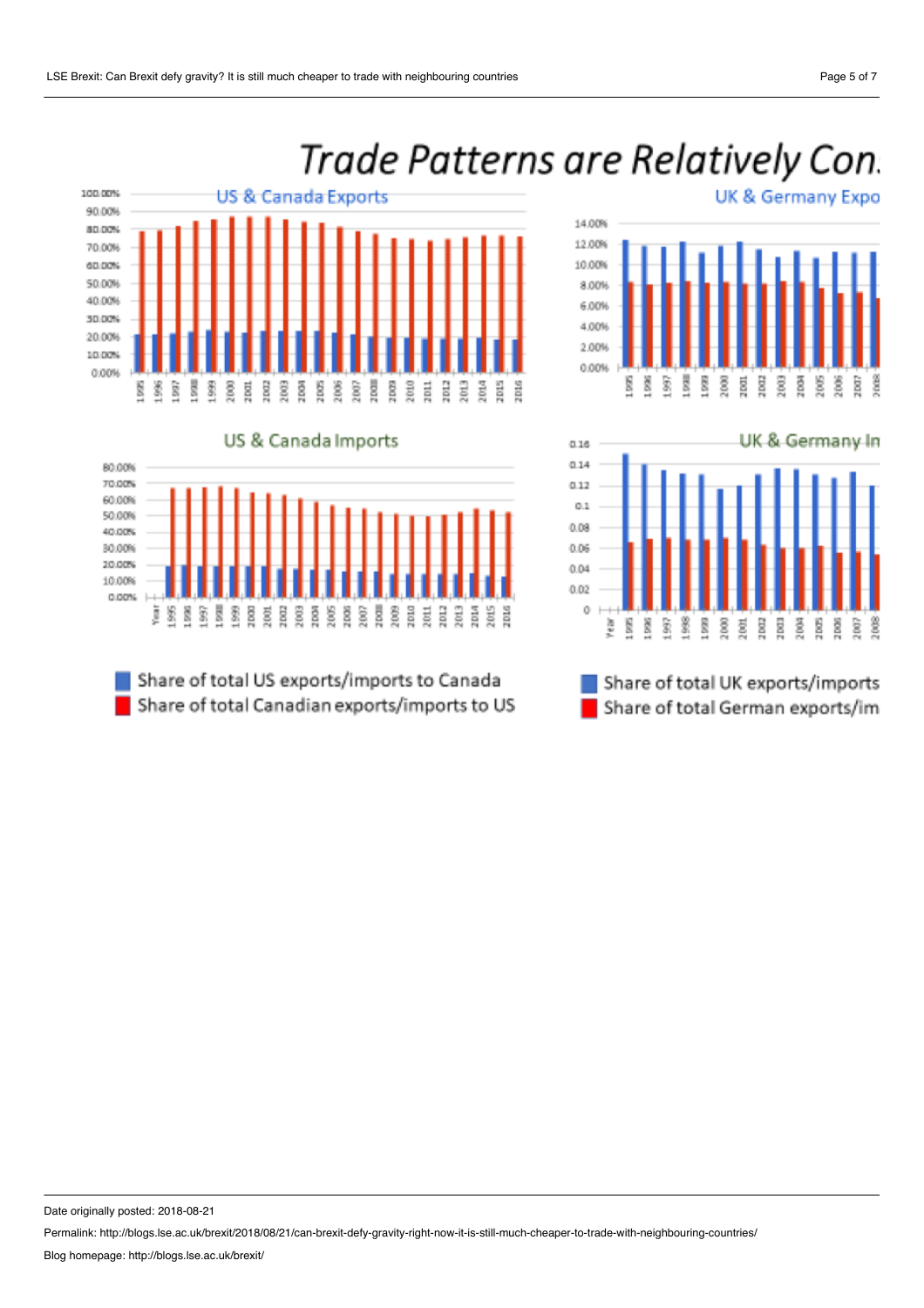# Trade Patterns are Relatively Con

**US & Canada Exports**

**UK & Germany Expo**

**US & Canada Imports**

**UK & Germany In**

- Share of total US exports/imports to Canada
- Share of total Canadian exports/imports to US

- Share of total UK exports/imports
- Share of total German exports/im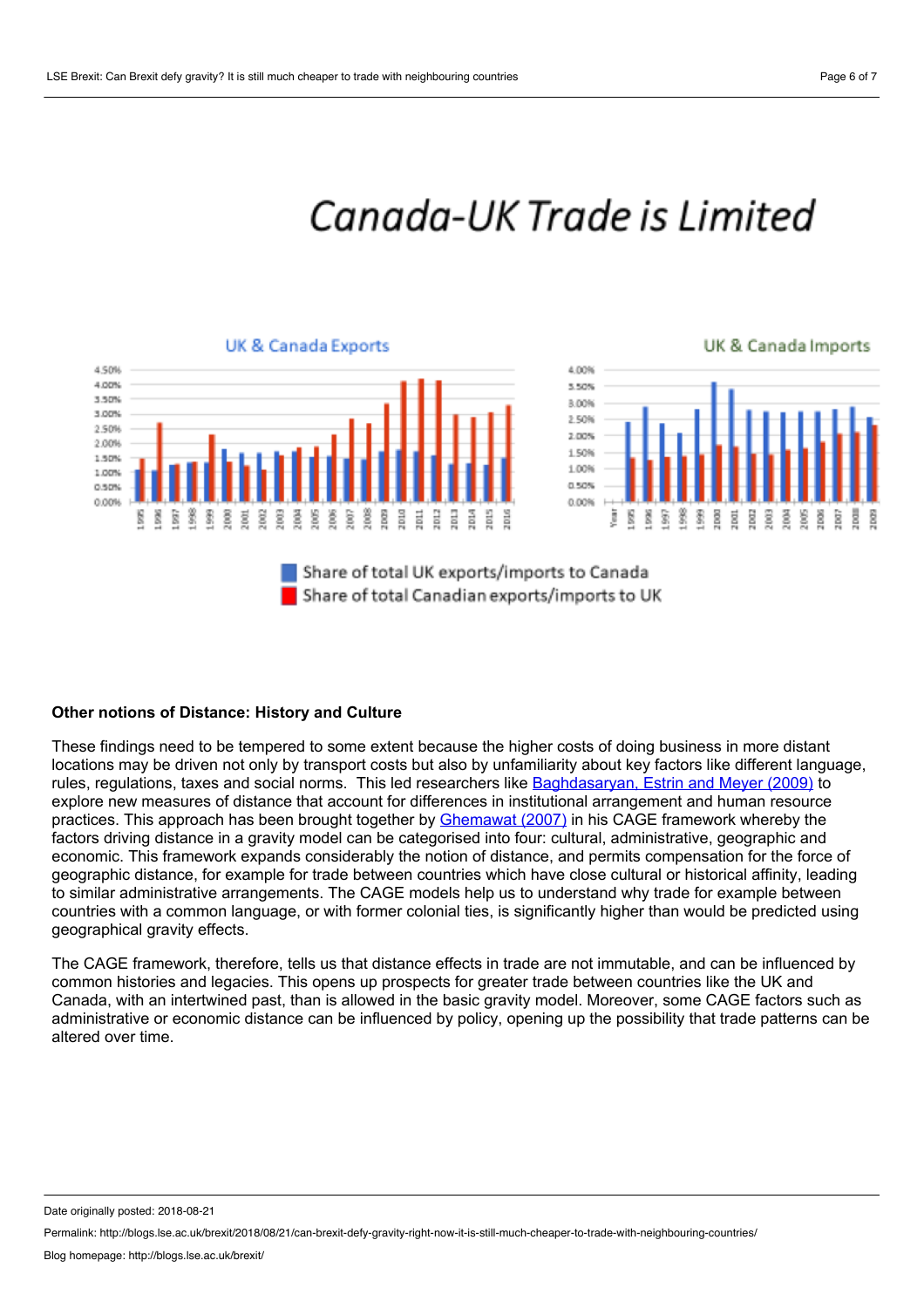# Canada-UK Trade is Limited

UK & Canada Exports

UK & Canada Imports

Share of total UK exports/imports to Canada

Share of total Canadian exports/imports to UK

**Other notions of Distance: History and Culture**

These findings need to be tempered to some extent because the higher costs of doing business in more distant locations may be driven not only by transport costs but also by unfamiliarity about key factors like different language, rules, regulations, taxes and social norms. This led researchers like Baghdasaryan, Estrin and Meyer (2009) to explore new measures of distance that account for differences in institutional arrangement and human resource practices. This approach has been brought together by Ghemawat (2007) in his CAGE framework whereby the factors driving distance in a gravity model can be categorised into four: cultural, administrative, geographic and economic. This framework expands considerably the notion of distance, and permits compensation for the force of geographic distance, for example for trade between countries which have close cultural or historical affinity, leading to similar administrative arrangements. The CAGE models help us to understand why trade for example between countries with a common language, or with former colonial ties, is significantly higher than would be predicted using geographical gravity effects.

The CAGE framework, therefore, tells us that distance effects in trade are not immutable, and can be influenced by common histories and legacies. This opens up prospects for greater trade between countries like the UK and Canada, with an intertwined past, than is allowed in the basic gravity model. Moreover, some CAGE factors such as administrative or economic distance can be influenced by policy, opening up the possibility that trade patterns can be altered over time.

Date originally posted: 2018-08-21

Permalink: http://blogs.lse.ac.uk/brexit/2018/08/21/can-brexit-defy-gravity-right-now-it-is-still-much-cheaper-to-trade-with-neighbouring-countries/

Blog homepage: http://blogs.lse.ac.uk/brexit/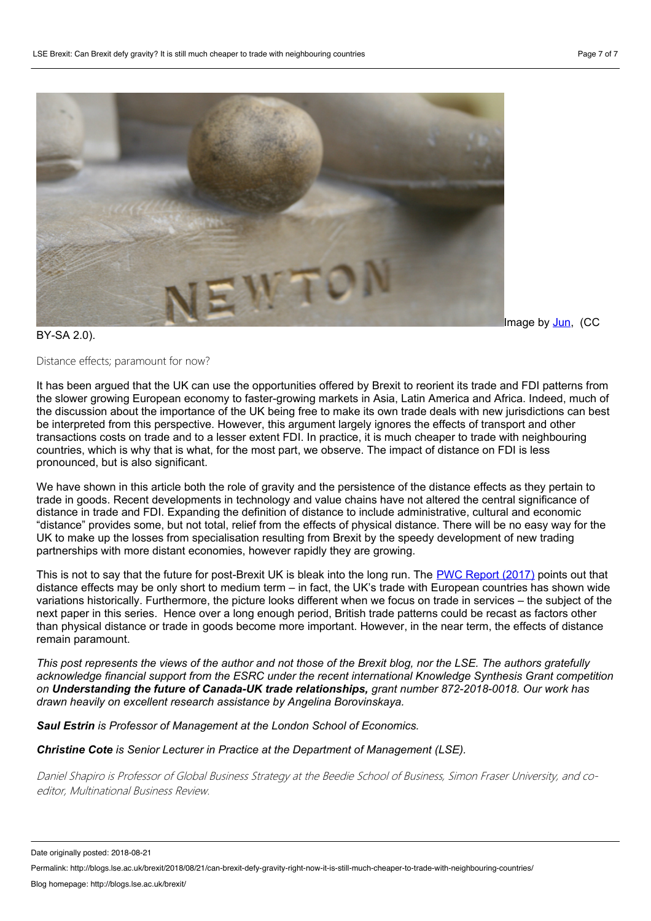Image by Jun, (CC BY-SA 2.0).

Distance effects; paramount for now?

It has been argued that the UK can use the opportunities offered by Brexit to reorient its trade and FDI patterns from the slower growing European economy to faster-growing markets in Asia, Latin America and Africa. Indeed, much of the discussion about the importance of the UK being free to make its own trade deals with new jurisdictions can best be interpreted from this perspective. However, this argument largely ignores the effects of transport and other transactions costs on trade and to a lesser extent FDI. In practice, it is much cheaper to trade with neighbouring countries, which is why that is what, for the most part, we observe. The impact of distance on FDI is less pronounced, but is also significant.

We have shown in this article both the role of gravity and the persistence of the distance effects as they pertain to trade in goods. Recent developments in technology and value chains have not altered the central significance of distance in trade and FDI. Expanding the definition of distance to include administrative, cultural and economic "distance" provides some, but not total, relief from the effects of physical distance. There will be no easy way for the UK to make up the losses from specialisation resulting from Brexit by the speedy development of new trading partnerships with more distant economies, however rapidly they are growing.

This is not to say that the future for post-Brexit UK is bleak into the long run. The PWC Report (2017) points out that distance effects may be only short to medium term – in fact, the UK's trade with European countries has shown wide variations historically. Furthermore, the picture looks different when we focus on trade in services – the subject of the next paper in this series. Hence over a long enough period, British trade patterns could be recast as factors other than physical distance or trade in goods become more important. However, in the near term, the effects of distance remain paramount.

*This post represents the views of the author and not those of the Brexit blog, nor the LSE. The authors gratefully acknowledge financial support from the ESRC under the recent international Knowledge Synthesis Grant competition on* ***Understanding the future of Canada-UK trade relationships,*** *grant number 872-2018-0018. Our work has drawn heavily on excellent research assistance by Angelina Borovinskaya.*

***Saul Estrin*** *is Professor of Management at the London School of Economics.*

***Christine Cote*** *is Senior Lecturer in Practice at the Department of Management (LSE).*

*Daniel Shapiro is Professor of Global Business Strategy at the Beedie School of Business, Simon Fraser University, and co-editor, Multinational Business Review.*

Date originally posted: 2018-08-21

Permalink: http://blogs.lse.ac.uk/brexit/2018/08/21/can-brexit-defy-gravity-right-now-it-is-still-much-cheaper-to-trade-with-neighbouring-countries/

Blog homepage: http://blogs.lse.ac.uk/brexit/